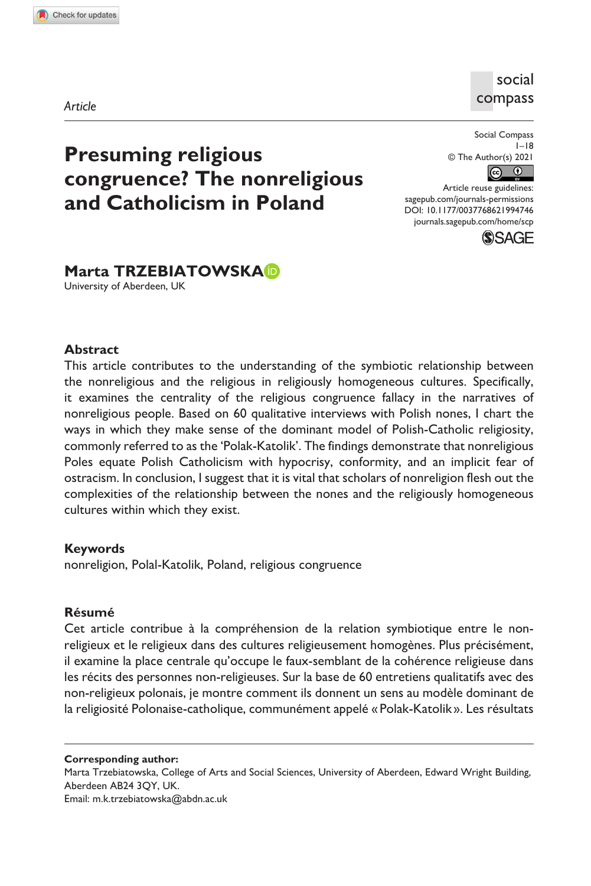*Article*

# Presuming religious congruence? The nonreligious and Catholicism in Poland

**Marta TRZEBIATOWSKA**
University of Aberdeen, UK

Social Compass
© The Author(s) 2021
Article reuse guidelines: sagepub.com/journals-permissions
DOI: 10.1177/0037768621994746
journals.sagepub.com/home/scp

### Abstract

This article contributes to the understanding of the symbiotic relationship between the nonreligious and the religious in religiously homogeneous cultures. Specifically, it examines the centrality of the religious congruence fallacy in the narratives of nonreligious people. Based on 60 qualitative interviews with Polish nones, I chart the ways in which they make sense of the dominant model of Polish-Catholic religiosity, commonly referred to as the 'Polak-Katolik'. The findings demonstrate that nonreligious Poles equate Polish Catholicism with hypocrisy, conformity, and an implicit fear of ostracism. In conclusion, I suggest that it is vital that scholars of nonreligion flesh out the complexities of the relationship between the nones and the religiously homogeneous cultures within which they exist.

### Keywords

nonreligion, Polal-Katolik, Poland, religious congruence

### Résumé

Cet article contribue à la compréhension de la relation symbiotique entre le non-religieux et le religieux dans des cultures religieusement homogènes. Plus précisément, il examine la place centrale qu'occupe le faux-semblant de la cohérence religieuse dans les récits des personnes non-religieuses. Sur la base de 60 entretiens qualitatifs avec des non-religieux polonais, je montre comment ils donnent un sens au modèle dominant de la religiosité Polonaise-catholique, communément appelé « Polak-Katolik ». Les résultats

---

**Corresponding author:**
Marta Trzebiatowska, College of Arts and Social Sciences, University of Aberdeen, Edward Wright Building, Aberdeen AB24 3QY, UK.
Email: m.k.trzebiatowska@abdn.ac.uk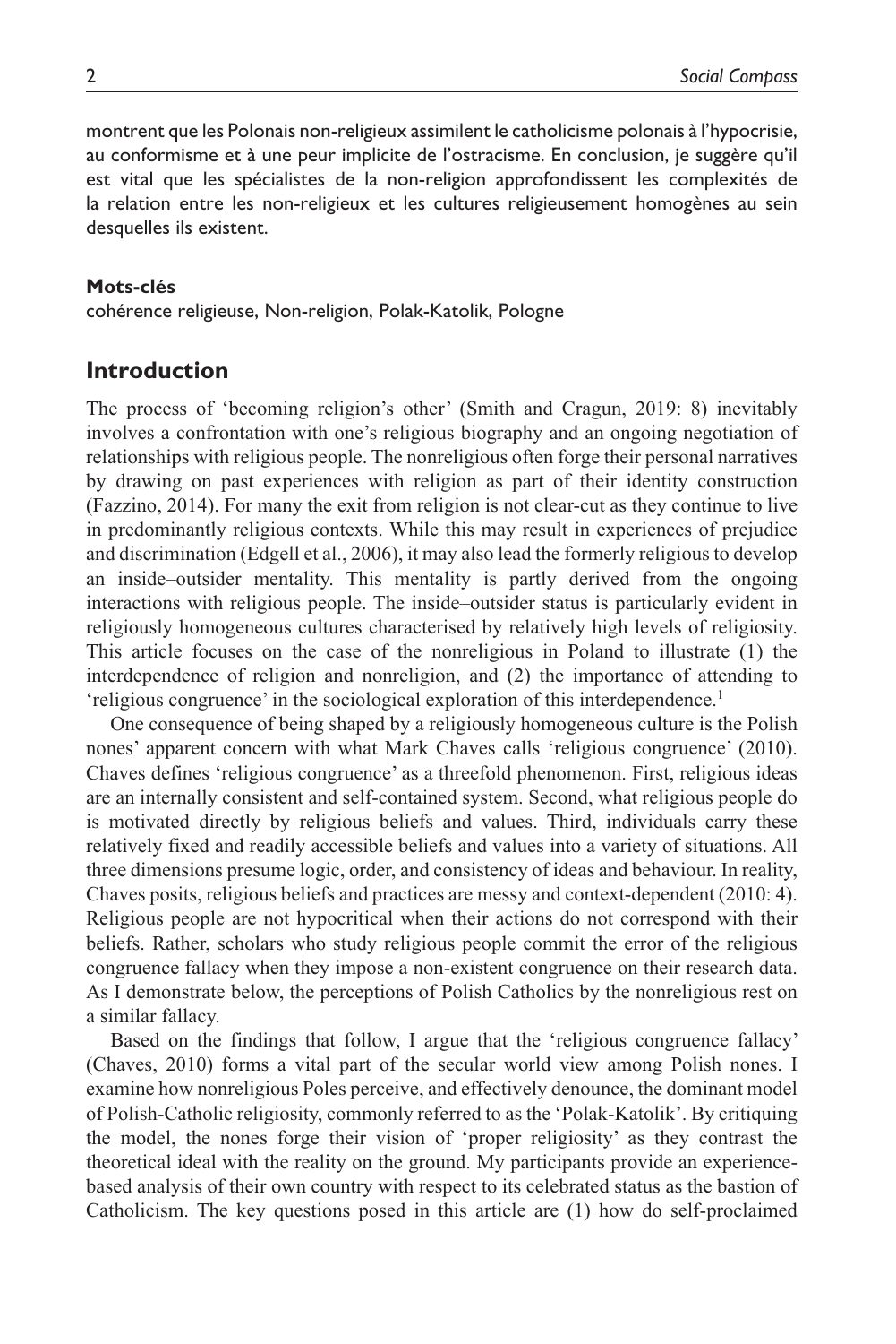montrent que les Polonais non-religieux assimilent le catholicisme polonais à l'hypocrisie, au conformisme et à une peur implicite de l'ostracisme. En conclusion, je suggère qu'il est vital que les spécialistes de la non-religion approfondissent les complexités de la relation entre les non-religieux et les cultures religieusement homogènes au sein desquelles ils existent.

**Mots-clés**

cohérence religieuse, Non-religion, Polak-Katolik, Pologne

## Introduction

The process of 'becoming religion's other' (Smith and Cragun, 2019: 8) inevitably involves a confrontation with one's religious biography and an ongoing negotiation of relationships with religious people. The nonreligious often forge their personal narratives by drawing on past experiences with religion as part of their identity construction (Fazzino, 2014). For many the exit from religion is not clear-cut as they continue to live in predominantly religious contexts. While this may result in experiences of prejudice and discrimination (Edgell et al., 2006), it may also lead the formerly religious to develop an inside–outsider mentality. This mentality is partly derived from the ongoing interactions with religious people. The inside–outsider status is particularly evident in religiously homogeneous cultures characterised by relatively high levels of religiosity. This article focuses on the case of the nonreligious in Poland to illustrate (1) the interdependence of religion and nonreligion, and (2) the importance of attending to 'religious congruence' in the sociological exploration of this interdependence.[1]

One consequence of being shaped by a religiously homogeneous culture is the Polish nones' apparent concern with what Mark Chaves calls 'religious congruence' (2010). Chaves defines 'religious congruence' as a threefold phenomenon. First, religious ideas are an internally consistent and self-contained system. Second, what religious people do is motivated directly by religious beliefs and values. Third, individuals carry these relatively fixed and readily accessible beliefs and values into a variety of situations. All three dimensions presume logic, order, and consistency of ideas and behaviour. In reality, Chaves posits, religious beliefs and practices are messy and context-dependent (2010: 4). Religious people are not hypocritical when their actions do not correspond with their beliefs. Rather, scholars who study religious people commit the error of the religious congruence fallacy when they impose a non-existent congruence on their research data. As I demonstrate below, the perceptions of Polish Catholics by the nonreligious rest on a similar fallacy.

Based on the findings that follow, I argue that the 'religious congruence fallacy' (Chaves, 2010) forms a vital part of the secular world view among Polish nones. I examine how nonreligious Poles perceive, and effectively denounce, the dominant model of Polish-Catholic religiosity, commonly referred to as the 'Polak-Katolik'. By critiquing the model, the nones forge their vision of 'proper religiosity' as they contrast the theoretical ideal with the reality on the ground. My participants provide an experience-based analysis of their own country with respect to its celebrated status as the bastion of Catholicism. The key questions posed in this article are (1) how do self-proclaimed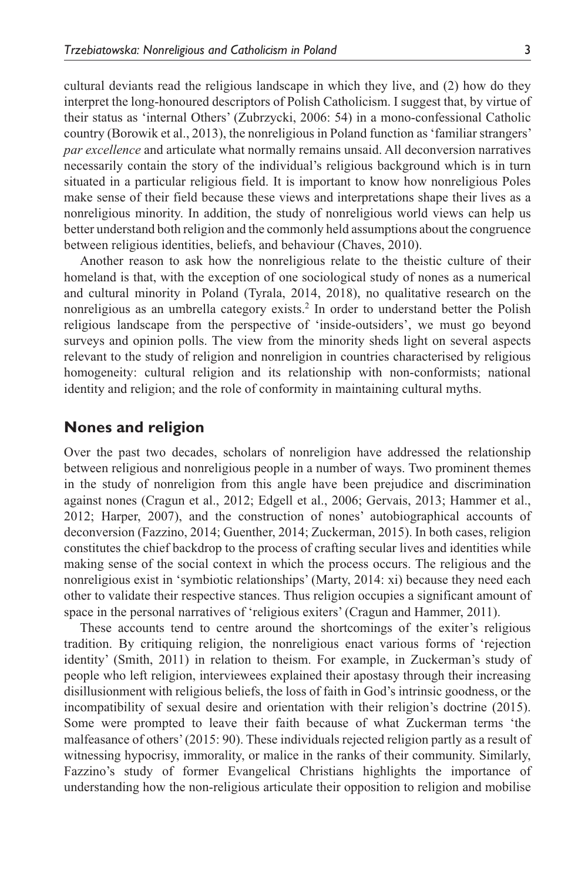cultural deviants read the religious landscape in which they live, and (2) how do they interpret the long-honoured descriptors of Polish Catholicism. I suggest that, by virtue of their status as 'internal Others' (Zubrzycki, 2006: 54) in a mono-confessional Catholic country (Borowik et al., 2013), the nonreligious in Poland function as 'familiar strangers' *par excellence* and articulate what normally remains unsaid. All deconversion narratives necessarily contain the story of the individual's religious background which is in turn situated in a particular religious field. It is important to know how nonreligious Poles make sense of their field because these views and interpretations shape their lives as a nonreligious minority. In addition, the study of nonreligious world views can help us better understand both religion and the commonly held assumptions about the congruence between religious identities, beliefs, and behaviour (Chaves, 2010).

Another reason to ask how the nonreligious relate to the theistic culture of their homeland is that, with the exception of one sociological study of nones as a numerical and cultural minority in Poland (Tyrala, 2014, 2018), no qualitative research on the nonreligious as an umbrella category exists.[2] In order to understand better the Polish religious landscape from the perspective of 'inside-outsiders', we must go beyond surveys and opinion polls. The view from the minority sheds light on several aspects relevant to the study of religion and nonreligion in countries characterised by religious homogeneity: cultural religion and its relationship with non-conformists; national identity and religion; and the role of conformity in maintaining cultural myths.

## Nones and religion

Over the past two decades, scholars of nonreligion have addressed the relationship between religious and nonreligious people in a number of ways. Two prominent themes in the study of nonreligion from this angle have been prejudice and discrimination against nones (Cragun et al., 2012; Edgell et al., 2006; Gervais, 2013; Hammer et al., 2012; Harper, 2007), and the construction of nones' autobiographical accounts of deconversion (Fazzino, 2014; Guenther, 2014; Zuckerman, 2015). In both cases, religion constitutes the chief backdrop to the process of crafting secular lives and identities while making sense of the social context in which the process occurs. The religious and the nonreligious exist in 'symbiotic relationships' (Marty, 2014: xi) because they need each other to validate their respective stances. Thus religion occupies a significant amount of space in the personal narratives of 'religious exiters' (Cragun and Hammer, 2011).

These accounts tend to centre around the shortcomings of the exiter's religious tradition. By critiquing religion, the nonreligious enact various forms of 'rejection identity' (Smith, 2011) in relation to theism. For example, in Zuckerman's study of people who left religion, interviewees explained their apostasy through their increasing disillusionment with religious beliefs, the loss of faith in God's intrinsic goodness, or the incompatibility of sexual desire and orientation with their religion's doctrine (2015). Some were prompted to leave their faith because of what Zuckerman terms 'the malfeasance of others' (2015: 90). These individuals rejected religion partly as a result of witnessing hypocrisy, immorality, or malice in the ranks of their community. Similarly, Fazzino's study of former Evangelical Christians highlights the importance of understanding how the non-religious articulate their opposition to religion and mobilise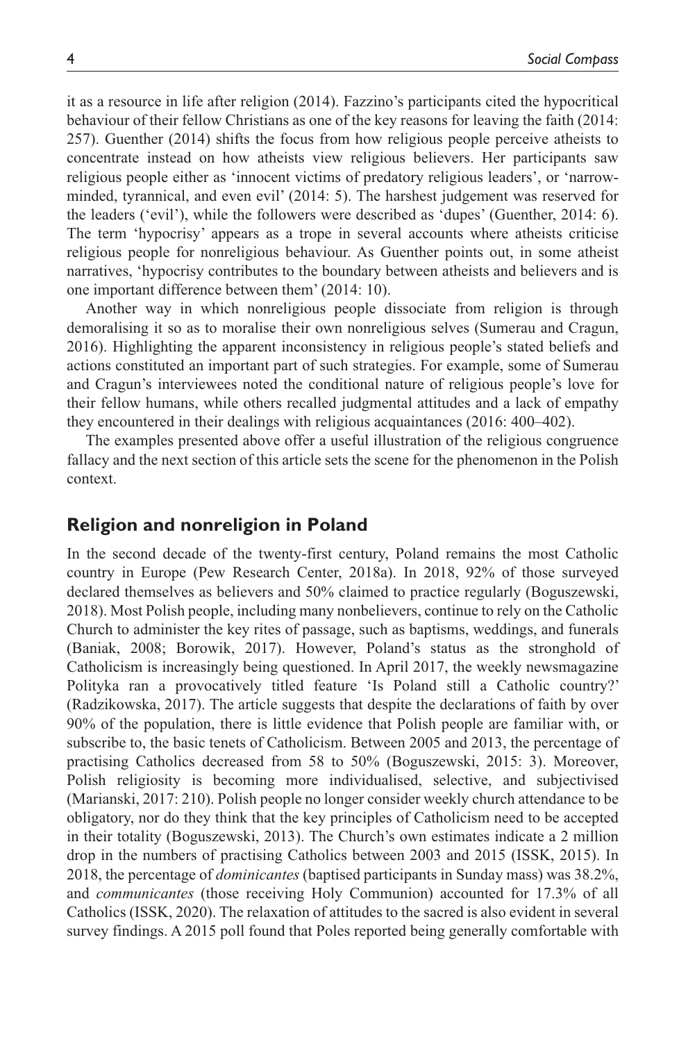it as a resource in life after religion (2014). Fazzino's participants cited the hypocritical behaviour of their fellow Christians as one of the key reasons for leaving the faith (2014: 257). Guenther (2014) shifts the focus from how religious people perceive atheists to concentrate instead on how atheists view religious believers. Her participants saw religious people either as 'innocent victims of predatory religious leaders', or 'narrow-minded, tyrannical, and even evil' (2014: 5). The harshest judgement was reserved for the leaders ('evil'), while the followers were described as 'dupes' (Guenther, 2014: 6). The term 'hypocrisy' appears as a trope in several accounts where atheists criticise religious people for nonreligious behaviour. As Guenther points out, in some atheist narratives, 'hypocrisy contributes to the boundary between atheists and believers and is one important difference between them' (2014: 10).

Another way in which nonreligious people dissociate from religion is through demoralising it so as to moralise their own nonreligious selves (Sumerau and Cragun, 2016). Highlighting the apparent inconsistency in religious people's stated beliefs and actions constituted an important part of such strategies. For example, some of Sumerau and Cragun's interviewees noted the conditional nature of religious people's love for their fellow humans, while others recalled judgmental attitudes and a lack of empathy they encountered in their dealings with religious acquaintances (2016: 400–402).

The examples presented above offer a useful illustration of the religious congruence fallacy and the next section of this article sets the scene for the phenomenon in the Polish context.

## Religion and nonreligion in Poland

In the second decade of the twenty-first century, Poland remains the most Catholic country in Europe (Pew Research Center, 2018a). In 2018, 92% of those surveyed declared themselves as believers and 50% claimed to practice regularly (Boguszewski, 2018). Most Polish people, including many nonbelievers, continue to rely on the Catholic Church to administer the key rites of passage, such as baptisms, weddings, and funerals (Baniak, 2008; Borowik, 2017). However, Poland's status as the stronghold of Catholicism is increasingly being questioned. In April 2017, the weekly newsmagazine Polityka ran a provocatively titled feature 'Is Poland still a Catholic country?' (Radzikowska, 2017). The article suggests that despite the declarations of faith by over 90% of the population, there is little evidence that Polish people are familiar with, or subscribe to, the basic tenets of Catholicism. Between 2005 and 2013, the percentage of practising Catholics decreased from 58 to 50% (Boguszewski, 2015: 3). Moreover, Polish religiosity is becoming more individualised, selective, and subjectivised (Marianski, 2017: 210). Polish people no longer consider weekly church attendance to be obligatory, nor do they think that the key principles of Catholicism need to be accepted in their totality (Boguszewski, 2013). The Church's own estimates indicate a 2 million drop in the numbers of practising Catholics between 2003 and 2015 (ISSK, 2015). In 2018, the percentage of *dominicantes* (baptised participants in Sunday mass) was 38.2%, and *communicantes* (those receiving Holy Communion) accounted for 17.3% of all Catholics (ISSK, 2020). The relaxation of attitudes to the sacred is also evident in several survey findings. A 2015 poll found that Poles reported being generally comfortable with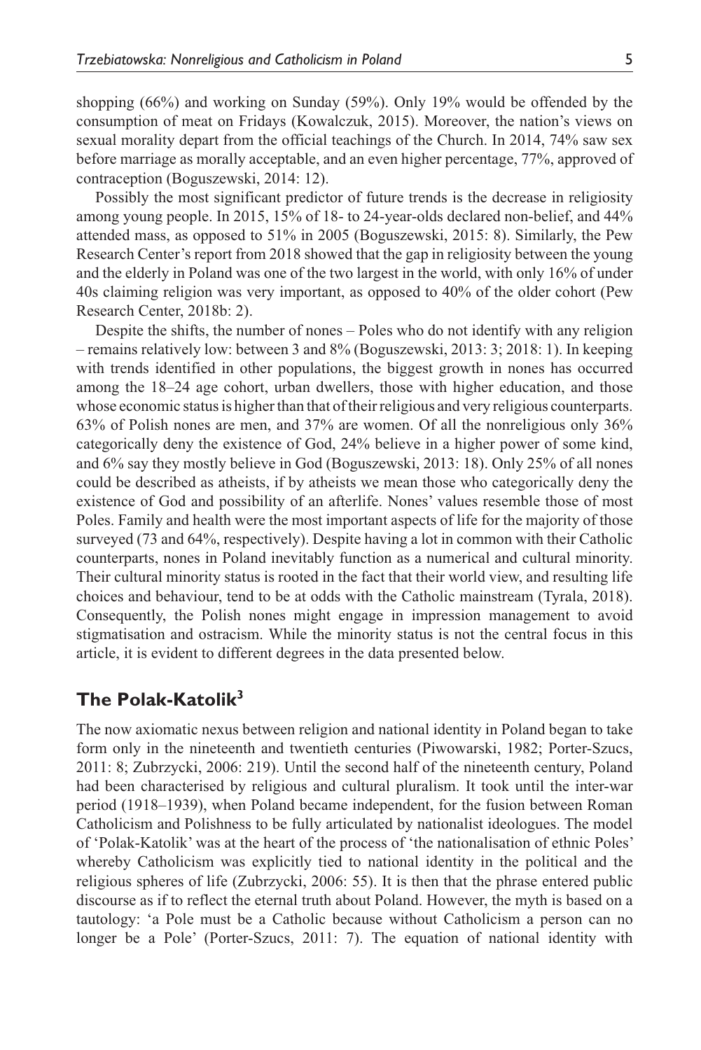shopping (66%) and working on Sunday (59%). Only 19% would be offended by the consumption of meat on Fridays (Kowalczuk, 2015). Moreover, the nation's views on sexual morality depart from the official teachings of the Church. In 2014, 74% saw sex before marriage as morally acceptable, and an even higher percentage, 77%, approved of contraception (Boguszewski, 2014: 12).

Possibly the most significant predictor of future trends is the decrease in religiosity among young people. In 2015, 15% of 18- to 24-year-olds declared non-belief, and 44% attended mass, as opposed to 51% in 2005 (Boguszewski, 2015: 8). Similarly, the Pew Research Center's report from 2018 showed that the gap in religiosity between the young and the elderly in Poland was one of the two largest in the world, with only 16% of under 40s claiming religion was very important, as opposed to 40% of the older cohort (Pew Research Center, 2018b: 2).

Despite the shifts, the number of nones – Poles who do not identify with any religion – remains relatively low: between 3 and 8% (Boguszewski, 2013: 3; 2018: 1). In keeping with trends identified in other populations, the biggest growth in nones has occurred among the 18–24 age cohort, urban dwellers, those with higher education, and those whose economic status is higher than that of their religious and very religious counterparts. 63% of Polish nones are men, and 37% are women. Of all the nonreligious only 36% categorically deny the existence of God, 24% believe in a higher power of some kind, and 6% say they mostly believe in God (Boguszewski, 2013: 18). Only 25% of all nones could be described as atheists, if by atheists we mean those who categorically deny the existence of God and possibility of an afterlife. Nones' values resemble those of most Poles. Family and health were the most important aspects of life for the majority of those surveyed (73 and 64%, respectively). Despite having a lot in common with their Catholic counterparts, nones in Poland inevitably function as a numerical and cultural minority. Their cultural minority status is rooted in the fact that their world view, and resulting life choices and behaviour, tend to be at odds with the Catholic mainstream (Tyrala, 2018). Consequently, the Polish nones might engage in impression management to avoid stigmatisation and ostracism. While the minority status is not the central focus in this article, it is evident to different degrees in the data presented below.

## The Polak-Katolik[3]

The now axiomatic nexus between religion and national identity in Poland began to take form only in the nineteenth and twentieth centuries (Piwowarski, 1982; Porter-Szucs, 2011: 8; Zubrzycki, 2006: 219). Until the second half of the nineteenth century, Poland had been characterised by religious and cultural pluralism. It took until the inter-war period (1918–1939), when Poland became independent, for the fusion between Roman Catholicism and Polishness to be fully articulated by nationalist ideologues. The model of 'Polak-Katolik' was at the heart of the process of 'the nationalisation of ethnic Poles' whereby Catholicism was explicitly tied to national identity in the political and the religious spheres of life (Zubrzycki, 2006: 55). It is then that the phrase entered public discourse as if to reflect the eternal truth about Poland. However, the myth is based on a tautology: 'a Pole must be a Catholic because without Catholicism a person can no longer be a Pole' (Porter-Szucs, 2011: 7). The equation of national identity with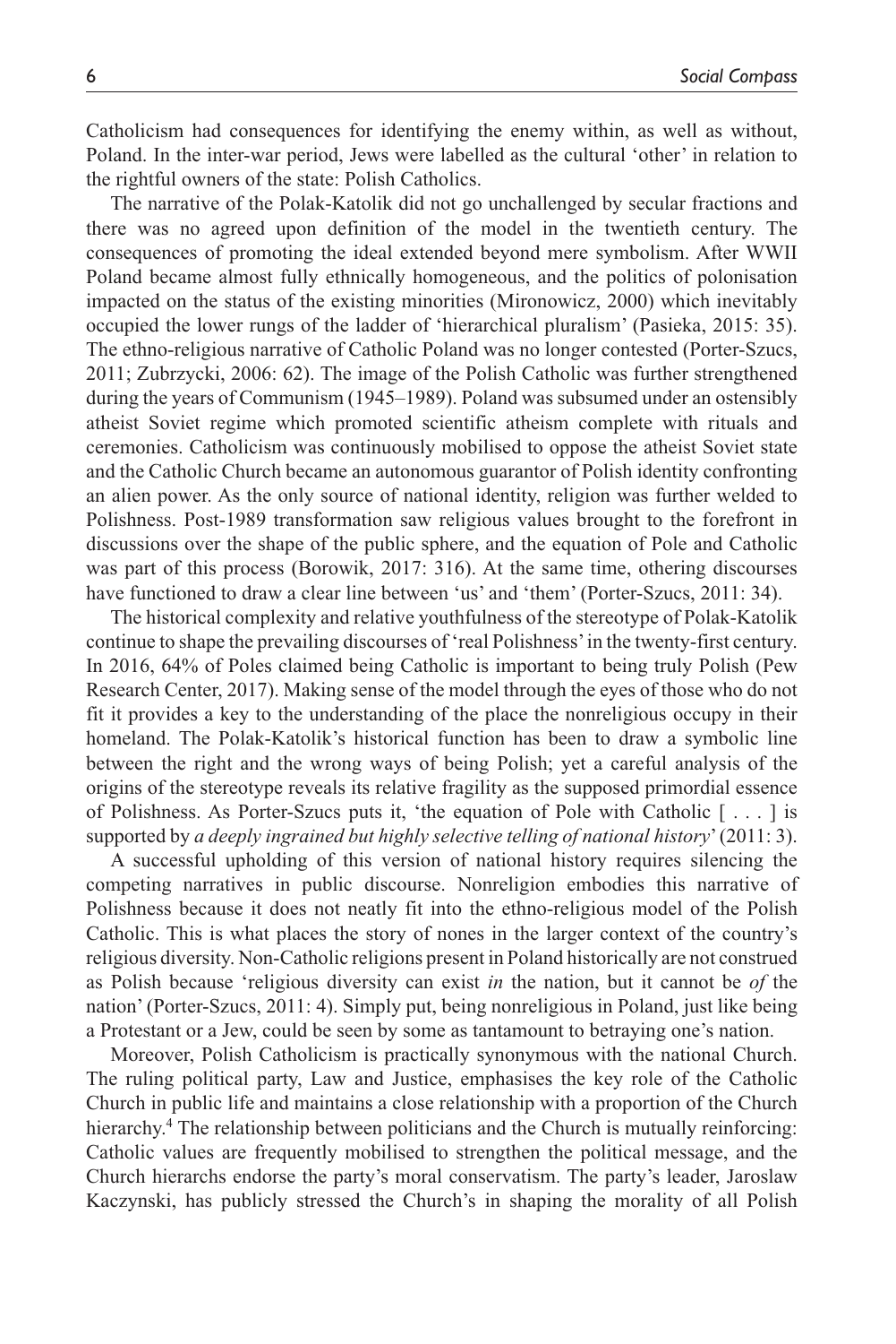Catholicism had consequences for identifying the enemy within, as well as without, Poland. In the inter-war period, Jews were labelled as the cultural 'other' in relation to the rightful owners of the state: Polish Catholics.

The narrative of the Polak-Katolik did not go unchallenged by secular fractions and there was no agreed upon definition of the model in the twentieth century. The consequences of promoting the ideal extended beyond mere symbolism. After WWII Poland became almost fully ethnically homogeneous, and the politics of polonisation impacted on the status of the existing minorities (Mironowicz, 2000) which inevitably occupied the lower rungs of the ladder of 'hierarchical pluralism' (Pasieka, 2015: 35). The ethno-religious narrative of Catholic Poland was no longer contested (Porter-Szucs, 2011; Zubrzycki, 2006: 62). The image of the Polish Catholic was further strengthened during the years of Communism (1945–1989). Poland was subsumed under an ostensibly atheist Soviet regime which promoted scientific atheism complete with rituals and ceremonies. Catholicism was continuously mobilised to oppose the atheist Soviet state and the Catholic Church became an autonomous guarantor of Polish identity confronting an alien power. As the only source of national identity, religion was further welded to Polishness. Post-1989 transformation saw religious values brought to the forefront in discussions over the shape of the public sphere, and the equation of Pole and Catholic was part of this process (Borowik, 2017: 316). At the same time, othering discourses have functioned to draw a clear line between 'us' and 'them' (Porter-Szucs, 2011: 34).

The historical complexity and relative youthfulness of the stereotype of Polak-Katolik continue to shape the prevailing discourses of 'real Polishness' in the twenty-first century. In 2016, 64% of Poles claimed being Catholic is important to being truly Polish (Pew Research Center, 2017). Making sense of the model through the eyes of those who do not fit it provides a key to the understanding of the place the nonreligious occupy in their homeland. The Polak-Katolik's historical function has been to draw a symbolic line between the right and the wrong ways of being Polish; yet a careful analysis of the origins of the stereotype reveals its relative fragility as the supposed primordial essence of Polishness. As Porter-Szucs puts it, 'the equation of Pole with Catholic [ . . . ] is supported by *a deeply ingrained but highly selective telling of national history*' (2011: 3).

A successful upholding of this version of national history requires silencing the competing narratives in public discourse. Nonreligion embodies this narrative of Polishness because it does not neatly fit into the ethno-religious model of the Polish Catholic. This is what places the story of nones in the larger context of the country's religious diversity. Non-Catholic religions present in Poland historically are not construed as Polish because 'religious diversity can exist *in* the nation, but it cannot be *of* the nation' (Porter-Szucs, 2011: 4). Simply put, being nonreligious in Poland, just like being a Protestant or a Jew, could be seen by some as tantamount to betraying one's nation.

Moreover, Polish Catholicism is practically synonymous with the national Church. The ruling political party, Law and Justice, emphasises the key role of the Catholic Church in public life and maintains a close relationship with a proportion of the Church hierarchy.[4] The relationship between politicians and the Church is mutually reinforcing: Catholic values are frequently mobilised to strengthen the political message, and the Church hierarchs endorse the party's moral conservatism. The party's leader, Jaroslaw Kaczynski, has publicly stressed the Church's in shaping the morality of all Polish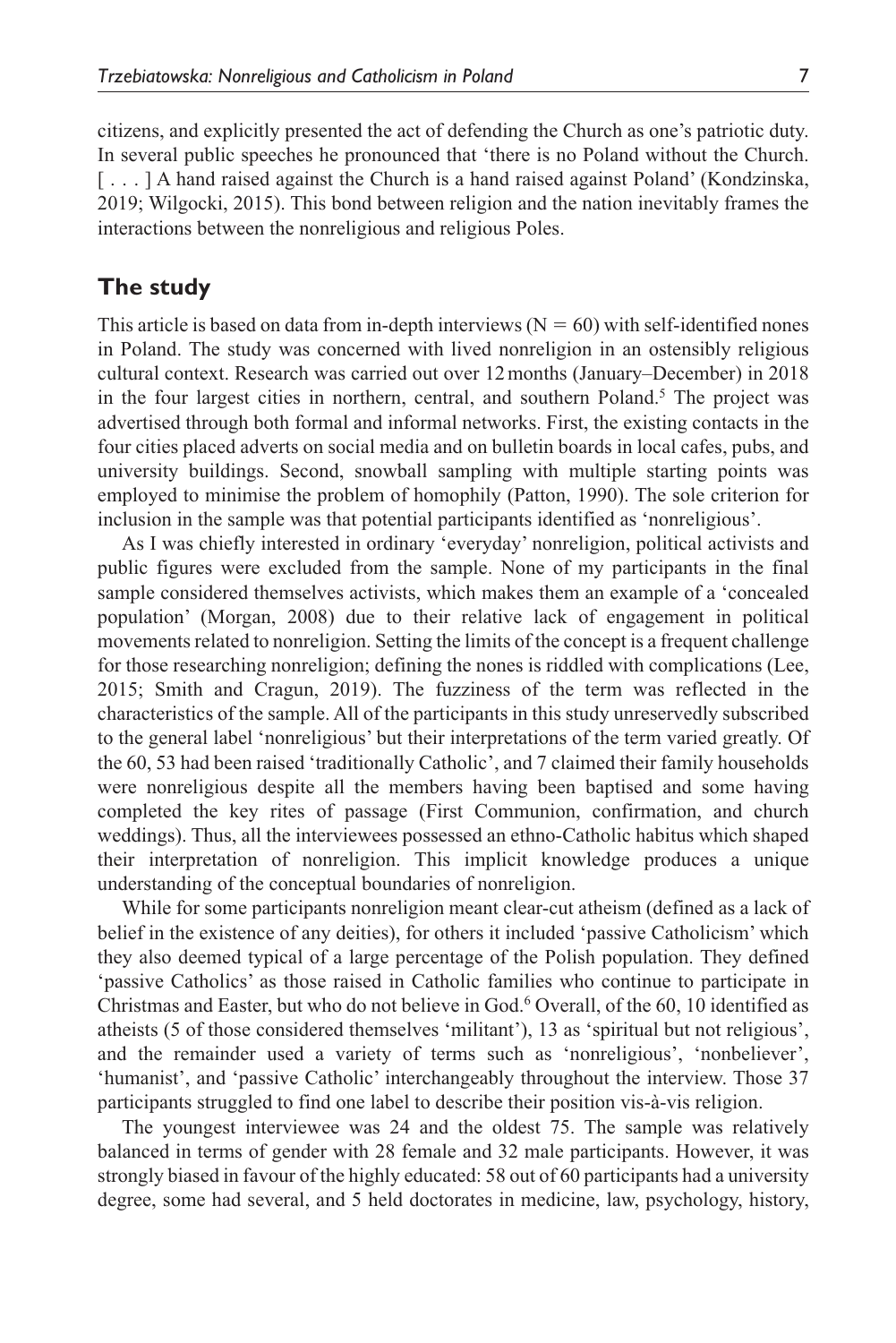citizens, and explicitly presented the act of defending the Church as one's patriotic duty. In several public speeches he pronounced that 'there is no Poland without the Church. [ . . . ] A hand raised against the Church is a hand raised against Poland' (Kondzinska, 2019; Wilgocki, 2015). This bond between religion and the nation inevitably frames the interactions between the nonreligious and religious Poles.

## The study

This article is based on data from in-depth interviews ($N = 60$) with self-identified nones in Poland. The study was concerned with lived nonreligion in an ostensibly religious cultural context. Research was carried out over 12 months (January–December) in 2018 in the four largest cities in northern, central, and southern Poland.[5] The project was advertised through both formal and informal networks. First, the existing contacts in the four cities placed adverts on social media and on bulletin boards in local cafes, pubs, and university buildings. Second, snowball sampling with multiple starting points was employed to minimise the problem of homophily (Patton, 1990). The sole criterion for inclusion in the sample was that potential participants identified as 'nonreligious'.

As I was chiefly interested in ordinary 'everyday' nonreligion, political activists and public figures were excluded from the sample. None of my participants in the final sample considered themselves activists, which makes them an example of a 'concealed population' (Morgan, 2008) due to their relative lack of engagement in political movements related to nonreligion. Setting the limits of the concept is a frequent challenge for those researching nonreligion; defining the nones is riddled with complications (Lee, 2015; Smith and Cragun, 2019). The fuzziness of the term was reflected in the characteristics of the sample. All of the participants in this study unreservedly subscribed to the general label 'nonreligious' but their interpretations of the term varied greatly. Of the 60, 53 had been raised 'traditionally Catholic', and 7 claimed their family households were nonreligious despite all the members having been baptised and some having completed the key rites of passage (First Communion, confirmation, and church weddings). Thus, all the interviewees possessed an ethno-Catholic habitus which shaped their interpretation of nonreligion. This implicit knowledge produces a unique understanding of the conceptual boundaries of nonreligion.

While for some participants nonreligion meant clear-cut atheism (defined as a lack of belief in the existence of any deities), for others it included 'passive Catholicism' which they also deemed typical of a large percentage of the Polish population. They defined 'passive Catholics' as those raised in Catholic families who continue to participate in Christmas and Easter, but who do not believe in God.[6] Overall, of the 60, 10 identified as atheists (5 of those considered themselves 'militant'), 13 as 'spiritual but not religious', and the remainder used a variety of terms such as 'nonreligious', 'nonbeliever', 'humanist', and 'passive Catholic' interchangeably throughout the interview. Those 37 participants struggled to find one label to describe their position vis-à-vis religion.

The youngest interviewee was 24 and the oldest 75. The sample was relatively balanced in terms of gender with 28 female and 32 male participants. However, it was strongly biased in favour of the highly educated: 58 out of 60 participants had a university degree, some had several, and 5 held doctorates in medicine, law, psychology, history,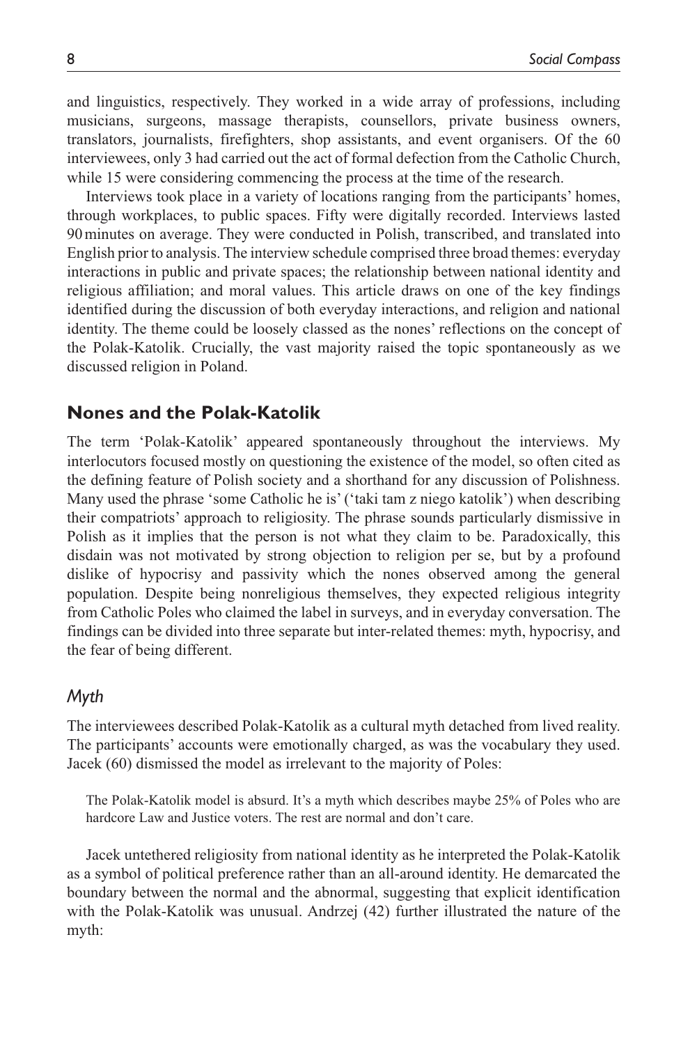and linguistics, respectively. They worked in a wide array of professions, including musicians, surgeons, massage therapists, counsellors, private business owners, translators, journalists, firefighters, shop assistants, and event organisers. Of the 60 interviewees, only 3 had carried out the act of formal defection from the Catholic Church, while 15 were considering commencing the process at the time of the research.

Interviews took place in a variety of locations ranging from the participants' homes, through workplaces, to public spaces. Fifty were digitally recorded. Interviews lasted 90 minutes on average. They were conducted in Polish, transcribed, and translated into English prior to analysis. The interview schedule comprised three broad themes: everyday interactions in public and private spaces; the relationship between national identity and religious affiliation; and moral values. This article draws on one of the key findings identified during the discussion of both everyday interactions, and religion and national identity. The theme could be loosely classed as the nones' reflections on the concept of the Polak-Katolik. Crucially, the vast majority raised the topic spontaneously as we discussed religion in Poland.

## Nones and the Polak-Katolik

The term 'Polak-Katolik' appeared spontaneously throughout the interviews. My interlocutors focused mostly on questioning the existence of the model, so often cited as the defining feature of Polish society and a shorthand for any discussion of Polishness. Many used the phrase 'some Catholic he is' ('taki tam z niego katolik') when describing their compatriots' approach to religiosity. The phrase sounds particularly dismissive in Polish as it implies that the person is not what they claim to be. Paradoxically, this disdain was not motivated by strong objection to religion per se, but by a profound dislike of hypocrisy and passivity which the nones observed among the general population. Despite being nonreligious themselves, they expected religious integrity from Catholic Poles who claimed the label in surveys, and in everyday conversation. The findings can be divided into three separate but inter-related themes: myth, hypocrisy, and the fear of being different.

### *Myth*

The interviewees described Polak-Katolik as a cultural myth detached from lived reality. The participants' accounts were emotionally charged, as was the vocabulary they used. Jacek (60) dismissed the model as irrelevant to the majority of Poles:

> The Polak-Katolik model is absurd. It's a myth which describes maybe 25% of Poles who are hardcore Law and Justice voters. The rest are normal and don't care.

Jacek untethered religiosity from national identity as he interpreted the Polak-Katolik as a symbol of political preference rather than an all-around identity. He demarcated the boundary between the normal and the abnormal, suggesting that explicit identification with the Polak-Katolik was unusual. Andrzej (42) further illustrated the nature of the myth: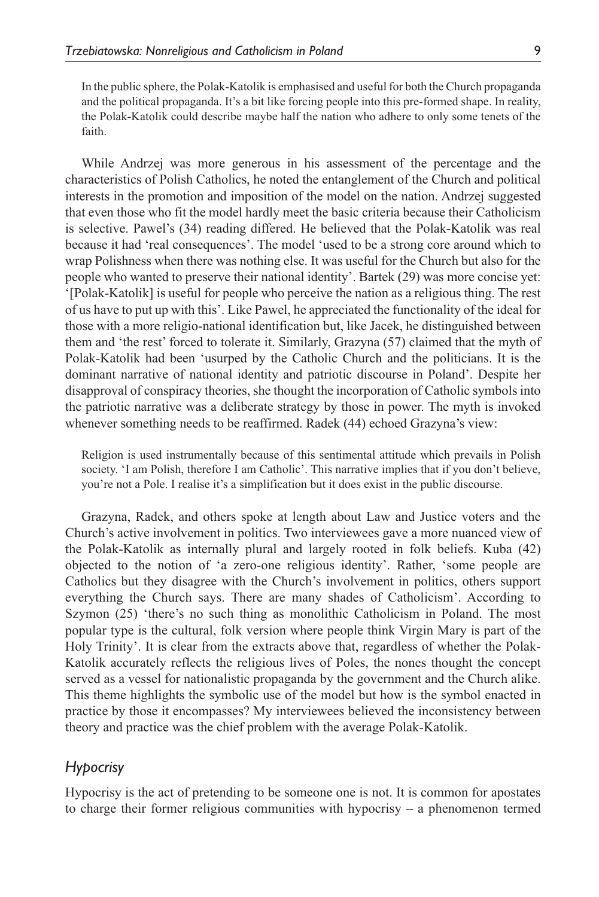> In the public sphere, the Polak-Katolik is emphasised and useful for both the Church propaganda and the political propaganda. It's a bit like forcing people into this pre-formed shape. In reality, the Polak-Katolik could describe maybe half the nation who adhere to only some tenets of the faith.

While Andrzej was more generous in his assessment of the percentage and the characteristics of Polish Catholics, he noted the entanglement of the Church and political interests in the promotion and imposition of the model on the nation. Andrzej suggested that even those who fit the model hardly meet the basic criteria because their Catholicism is selective. Pawel's (34) reading differed. He believed that the Polak-Katolik was real because it had 'real consequences'. The model 'used to be a strong core around which to wrap Polishness when there was nothing else. It was useful for the Church but also for the people who wanted to preserve their national identity'. Bartek (29) was more concise yet: '[Polak-Katolik] is useful for people who perceive the nation as a religious thing. The rest of us have to put up with this'. Like Pawel, he appreciated the functionality of the ideal for those with a more religio-national identification but, like Jacek, he distinguished between them and 'the rest' forced to tolerate it. Similarly, Grazyna (57) claimed that the myth of Polak-Katolik had been 'usurped by the Catholic Church and the politicians. It is the dominant narrative of national identity and patriotic discourse in Poland'. Despite her disapproval of conspiracy theories, she thought the incorporation of Catholic symbols into the patriotic narrative was a deliberate strategy by those in power. The myth is invoked whenever something needs to be reaffirmed. Radek (44) echoed Grazyna's view:

> Religion is used instrumentally because of this sentimental attitude which prevails in Polish society. 'I am Polish, therefore I am Catholic'. This narrative implies that if you don't believe, you're not a Pole. I realise it's a simplification but it does exist in the public discourse.

Grazyna, Radek, and others spoke at length about Law and Justice voters and the Church's active involvement in politics. Two interviewees gave a more nuanced view of the Polak-Katolik as internally plural and largely rooted in folk beliefs. Kuba (42) objected to the notion of 'a zero-one religious identity'. Rather, 'some people are Catholics but they disagree with the Church's involvement in politics, others support everything the Church says. There are many shades of Catholicism'. According to Szymon (25) 'there's no such thing as monolithic Catholicism in Poland. The most popular type is the cultural, folk version where people think Virgin Mary is part of the Holy Trinity'. It is clear from the extracts above that, regardless of whether the Polak-Katolik accurately reflects the religious lives of Poles, the nones thought the concept served as a vessel for nationalistic propaganda by the government and the Church alike. This theme highlights the symbolic use of the model but how is the symbol enacted in practice by those it encompasses? My interviewees believed the inconsistency between theory and practice was the chief problem with the average Polak-Katolik.

### *Hypocrisy*

Hypocrisy is the act of pretending to be someone one is not. It is common for apostates to charge their former religious communities with hypocrisy – a phenomenon termed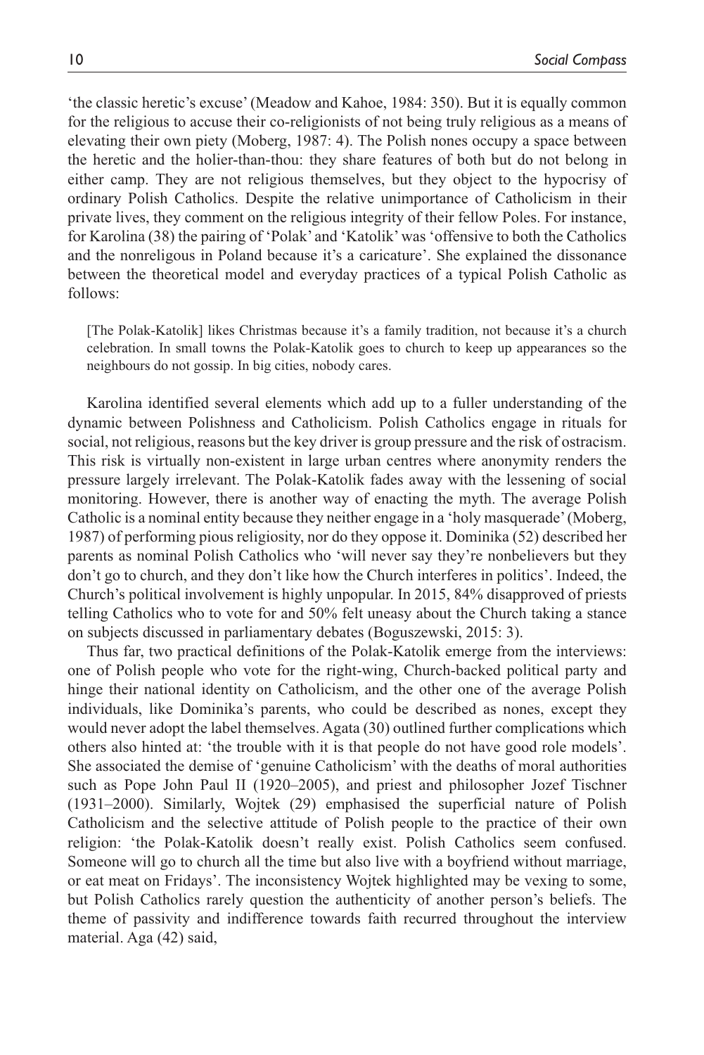'the classic heretic's excuse' (Meadow and Kahoe, 1984: 350). But it is equally common for the religious to accuse their co-religionists of not being truly religious as a means of elevating their own piety (Moberg, 1987: 4). The Polish nones occupy a space between the heretic and the holier-than-thou: they share features of both but do not belong in either camp. They are not religious themselves, but they object to the hypocrisy of ordinary Polish Catholics. Despite the relative unimportance of Catholicism in their private lives, they comment on the religious integrity of their fellow Poles. For instance, for Karolina (38) the pairing of 'Polak' and 'Katolik' was 'offensive to both the Catholics and the nonreligous in Poland because it's a caricature'. She explained the dissonance between the theoretical model and everyday practices of a typical Polish Catholic as follows:

> [The Polak-Katolik] likes Christmas because it's a family tradition, not because it's a church celebration. In small towns the Polak-Katolik goes to church to keep up appearances so the neighbours do not gossip. In big cities, nobody cares.

Karolina identified several elements which add up to a fuller understanding of the dynamic between Polishness and Catholicism. Polish Catholics engage in rituals for social, not religious, reasons but the key driver is group pressure and the risk of ostracism. This risk is virtually non-existent in large urban centres where anonymity renders the pressure largely irrelevant. The Polak-Katolik fades away with the lessening of social monitoring. However, there is another way of enacting the myth. The average Polish Catholic is a nominal entity because they neither engage in a 'holy masquerade' (Moberg, 1987) of performing pious religiosity, nor do they oppose it. Dominika (52) described her parents as nominal Polish Catholics who 'will never say they're nonbelievers but they don't go to church, and they don't like how the Church interferes in politics'. Indeed, the Church's political involvement is highly unpopular. In 2015, 84% disapproved of priests telling Catholics who to vote for and 50% felt uneasy about the Church taking a stance on subjects discussed in parliamentary debates (Boguszewski, 2015: 3).

Thus far, two practical definitions of the Polak-Katolik emerge from the interviews: one of Polish people who vote for the right-wing, Church-backed political party and hinge their national identity on Catholicism, and the other one of the average Polish individuals, like Dominika's parents, who could be described as nones, except they would never adopt the label themselves. Agata (30) outlined further complications which others also hinted at: 'the trouble with it is that people do not have good role models'. She associated the demise of 'genuine Catholicism' with the deaths of moral authorities such as Pope John Paul II (1920–2005), and priest and philosopher Jozef Tischner (1931–2000). Similarly, Wojtek (29) emphasised the superficial nature of Polish Catholicism and the selective attitude of Polish people to the practice of their own religion: 'the Polak-Katolik doesn't really exist. Polish Catholics seem confused. Someone will go to church all the time but also live with a boyfriend without marriage, or eat meat on Fridays'. The inconsistency Wojtek highlighted may be vexing to some, but Polish Catholics rarely question the authenticity of another person's beliefs. The theme of passivity and indifference towards faith recurred throughout the interview material. Aga (42) said,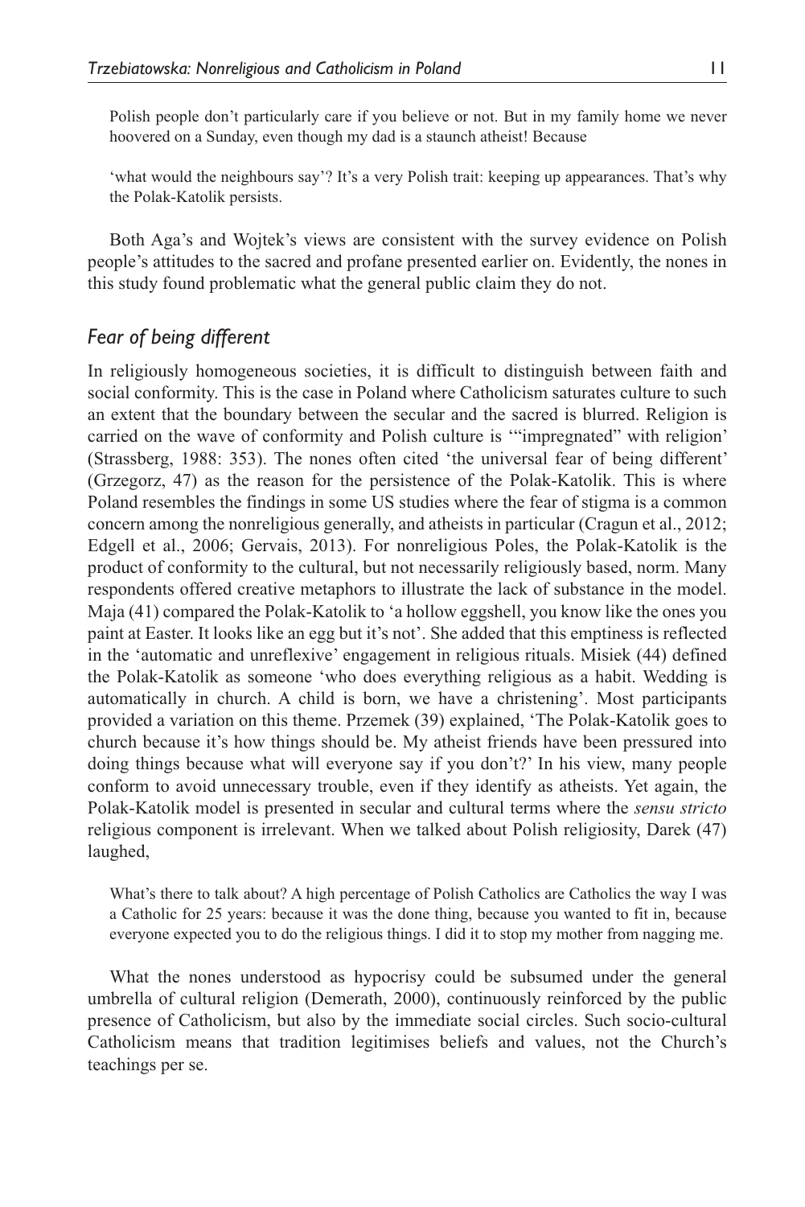> Polish people don't particularly care if you believe or not. But in my family home we never hoovered on a Sunday, even though my dad is a staunch atheist! Because
>
> 'what would the neighbours say'? It's a very Polish trait: keeping up appearances. That's why the Polak-Katolik persists.

Both Aga's and Wojtek's views are consistent with the survey evidence on Polish people's attitudes to the sacred and profane presented earlier on. Evidently, the nones in this study found problematic what the general public claim they do not.

### *Fear of being different*

In religiously homogeneous societies, it is difficult to distinguish between faith and social conformity. This is the case in Poland where Catholicism saturates culture to such an extent that the boundary between the secular and the sacred is blurred. Religion is carried on the wave of conformity and Polish culture is '"impregnated" with religion' (Strassberg, 1988: 353). The nones often cited 'the universal fear of being different' (Grzegorz, 47) as the reason for the persistence of the Polak-Katolik. This is where Poland resembles the findings in some US studies where the fear of stigma is a common concern among the nonreligious generally, and atheists in particular (Cragun et al., 2012; Edgell et al., 2006; Gervais, 2013). For nonreligious Poles, the Polak-Katolik is the product of conformity to the cultural, but not necessarily religiously based, norm. Many respondents offered creative metaphors to illustrate the lack of substance in the model. Maja (41) compared the Polak-Katolik to 'a hollow eggshell, you know like the ones you paint at Easter. It looks like an egg but it's not'. She added that this emptiness is reflected in the 'automatic and unreflexive' engagement in religious rituals. Misiek (44) defined the Polak-Katolik as someone 'who does everything religious as a habit. Wedding is automatically in church. A child is born, we have a christening'. Most participants provided a variation on this theme. Przemek (39) explained, 'The Polak-Katolik goes to church because it's how things should be. My atheist friends have been pressured into doing things because what will everyone say if you don't?' In his view, many people conform to avoid unnecessary trouble, even if they identify as atheists. Yet again, the Polak-Katolik model is presented in secular and cultural terms where the *sensu stricto* religious component is irrelevant. When we talked about Polish religiosity, Darek (47) laughed,

> What's there to talk about? A high percentage of Polish Catholics are Catholics the way I was a Catholic for 25 years: because it was the done thing, because you wanted to fit in, because everyone expected you to do the religious things. I did it to stop my mother from nagging me.

What the nones understood as hypocrisy could be subsumed under the general umbrella of cultural religion (Demerath, 2000), continuously reinforced by the public presence of Catholicism, but also by the immediate social circles. Such socio-cultural Catholicism means that tradition legitimises beliefs and values, not the Church's teachings per se.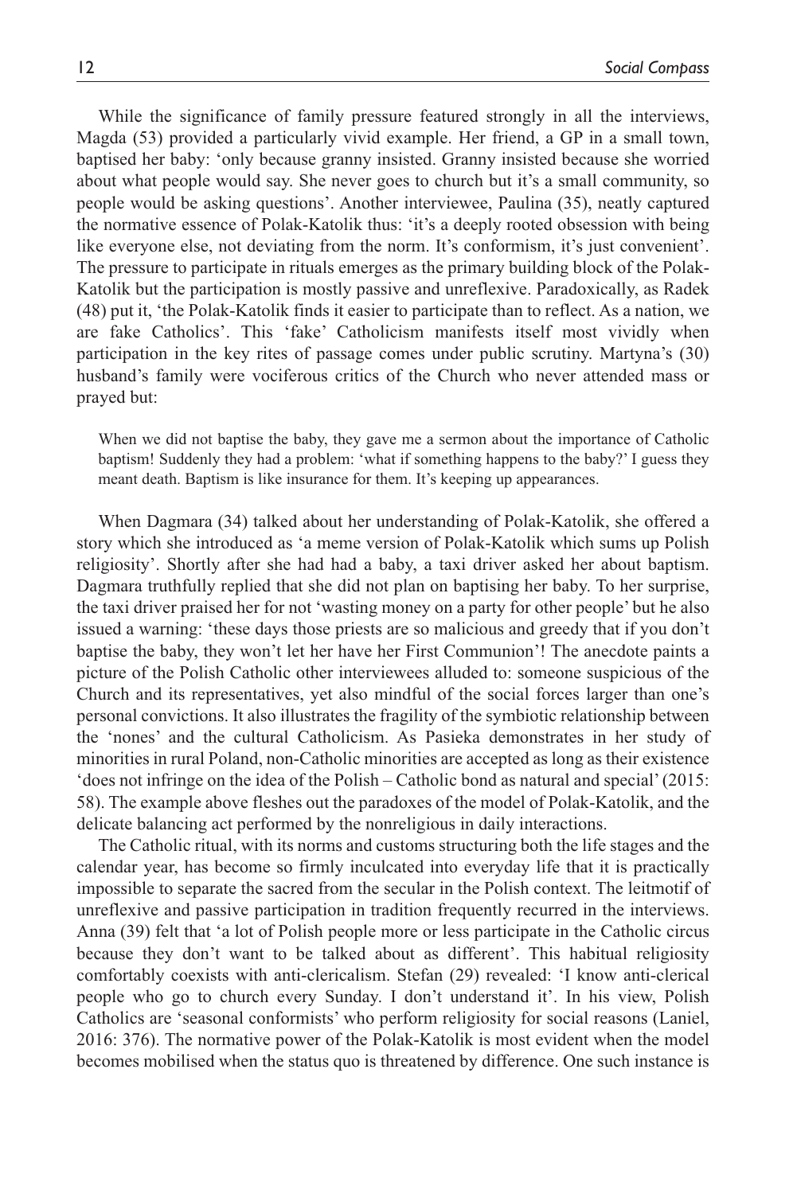While the significance of family pressure featured strongly in all the interviews, Magda (53) provided a particularly vivid example. Her friend, a GP in a small town, baptised her baby: 'only because granny insisted. Granny insisted because she worried about what people would say. She never goes to church but it's a small community, so people would be asking questions'. Another interviewee, Paulina (35), neatly captured the normative essence of Polak-Katolik thus: 'it's a deeply rooted obsession with being like everyone else, not deviating from the norm. It's conformism, it's just convenient'. The pressure to participate in rituals emerges as the primary building block of the Polak-Katolik but the participation is mostly passive and unreflexive. Paradoxically, as Radek (48) put it, 'the Polak-Katolik finds it easier to participate than to reflect. As a nation, we are fake Catholics'. This 'fake' Catholicism manifests itself most vividly when participation in the key rites of passage comes under public scrutiny. Martyna's (30) husband's family were vociferous critics of the Church who never attended mass or prayed but:

> When we did not baptise the baby, they gave me a sermon about the importance of Catholic baptism! Suddenly they had a problem: 'what if something happens to the baby?' I guess they meant death. Baptism is like insurance for them. It's keeping up appearances.

When Dagmara (34) talked about her understanding of Polak-Katolik, she offered a story which she introduced as 'a meme version of Polak-Katolik which sums up Polish religiosity'. Shortly after she had had a baby, a taxi driver asked her about baptism. Dagmara truthfully replied that she did not plan on baptising her baby. To her surprise, the taxi driver praised her for not 'wasting money on a party for other people' but he also issued a warning: 'these days those priests are so malicious and greedy that if you don't baptise the baby, they won't let her have her First Communion'! The anecdote paints a picture of the Polish Catholic other interviewees alluded to: someone suspicious of the Church and its representatives, yet also mindful of the social forces larger than one's personal convictions. It also illustrates the fragility of the symbiotic relationship between the 'nones' and the cultural Catholicism. As Pasieka demonstrates in her study of minorities in rural Poland, non-Catholic minorities are accepted as long as their existence 'does not infringe on the idea of the Polish – Catholic bond as natural and special' (2015: 58). The example above fleshes out the paradoxes of the model of Polak-Katolik, and the delicate balancing act performed by the nonreligious in daily interactions.

The Catholic ritual, with its norms and customs structuring both the life stages and the calendar year, has become so firmly inculcated into everyday life that it is practically impossible to separate the sacred from the secular in the Polish context. The leitmotif of unreflexive and passive participation in tradition frequently recurred in the interviews. Anna (39) felt that 'a lot of Polish people more or less participate in the Catholic circus because they don't want to be talked about as different'. This habitual religiosity comfortably coexists with anti-clericalism. Stefan (29) revealed: 'I know anti-clerical people who go to church every Sunday. I don't understand it'. In his view, Polish Catholics are 'seasonal conformists' who perform religiosity for social reasons (Laniel, 2016: 376). The normative power of the Polak-Katolik is most evident when the model becomes mobilised when the status quo is threatened by difference. One such instance is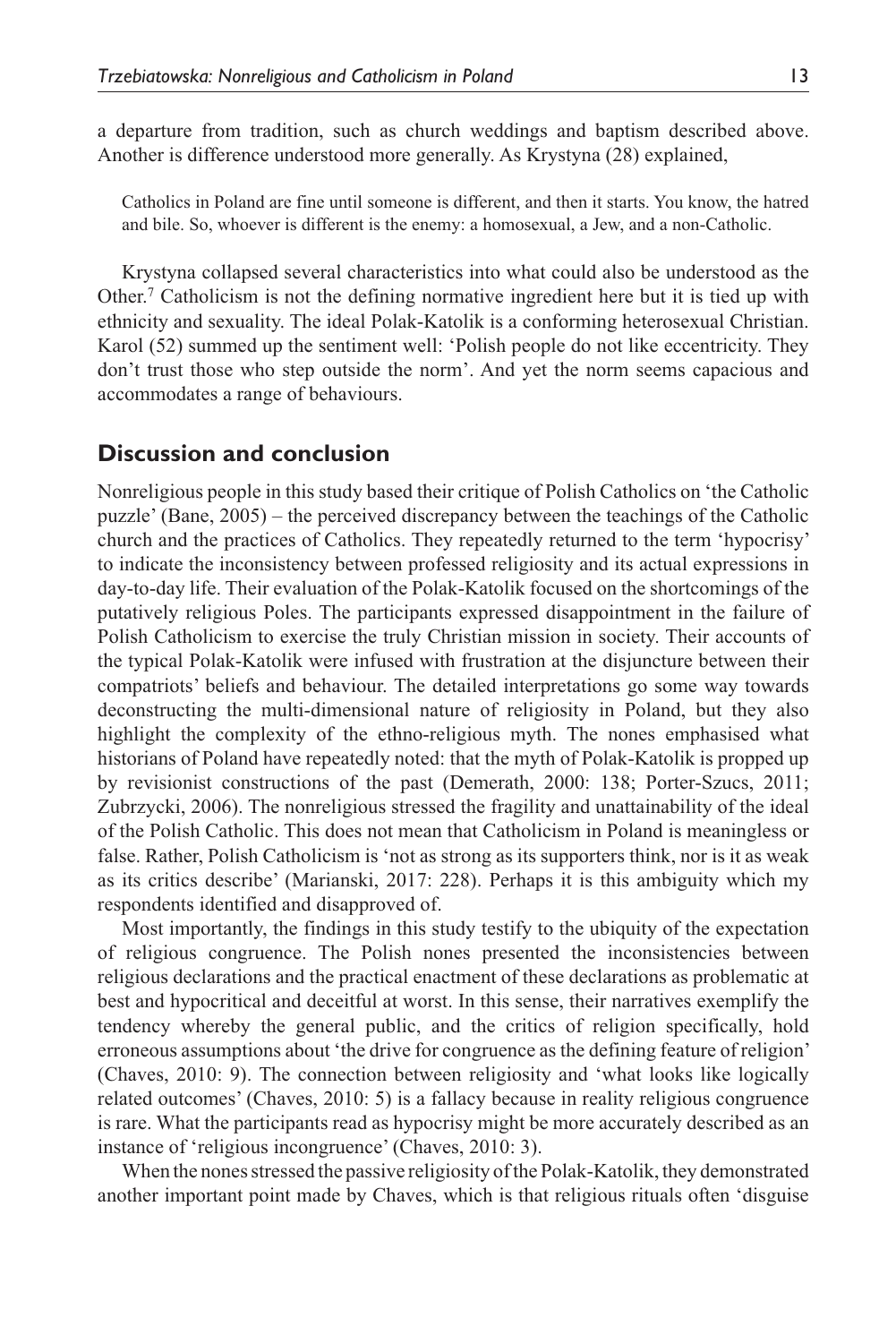a departure from tradition, such as church weddings and baptism described above. Another is difference understood more generally. As Krystyna (28) explained,

> Catholics in Poland are fine until someone is different, and then it starts. You know, the hatred and bile. So, whoever is different is the enemy: a homosexual, a Jew, and a non-Catholic.

Krystyna collapsed several characteristics into what could also be understood as the Other.[7] Catholicism is not the defining normative ingredient here but it is tied up with ethnicity and sexuality. The ideal Polak-Katolik is a conforming heterosexual Christian. Karol (52) summed up the sentiment well: 'Polish people do not like eccentricity. They don't trust those who step outside the norm'. And yet the norm seems capacious and accommodates a range of behaviours.

## Discussion and conclusion

Nonreligious people in this study based their critique of Polish Catholics on 'the Catholic puzzle' (Bane, 2005) – the perceived discrepancy between the teachings of the Catholic church and the practices of Catholics. They repeatedly returned to the term 'hypocrisy' to indicate the inconsistency between professed religiosity and its actual expressions in day-to-day life. Their evaluation of the Polak-Katolik focused on the shortcomings of the putatively religious Poles. The participants expressed disappointment in the failure of Polish Catholicism to exercise the truly Christian mission in society. Their accounts of the typical Polak-Katolik were infused with frustration at the disjuncture between their compatriots' beliefs and behaviour. The detailed interpretations go some way towards deconstructing the multi-dimensional nature of religiosity in Poland, but they also highlight the complexity of the ethno-religious myth. The nones emphasised what historians of Poland have repeatedly noted: that the myth of Polak-Katolik is propped up by revisionist constructions of the past (Demerath, 2000: 138; Porter-Szucs, 2011; Zubrzycki, 2006). The nonreligious stressed the fragility and unattainability of the ideal of the Polish Catholic. This does not mean that Catholicism in Poland is meaningless or false. Rather, Polish Catholicism is 'not as strong as its supporters think, nor is it as weak as its critics describe' (Marianski, 2017: 228). Perhaps it is this ambiguity which my respondents identified and disapproved of.

Most importantly, the findings in this study testify to the ubiquity of the expectation of religious congruence. The Polish nones presented the inconsistencies between religious declarations and the practical enactment of these declarations as problematic at best and hypocritical and deceitful at worst. In this sense, their narratives exemplify the tendency whereby the general public, and the critics of religion specifically, hold erroneous assumptions about 'the drive for congruence as the defining feature of religion' (Chaves, 2010: 9). The connection between religiosity and 'what looks like logically related outcomes' (Chaves, 2010: 5) is a fallacy because in reality religious congruence is rare. What the participants read as hypocrisy might be more accurately described as an instance of 'religious incongruence' (Chaves, 2010: 3).

When the nones stressed the passive religiosity of the Polak-Katolik, they demonstrated another important point made by Chaves, which is that religious rituals often 'disguise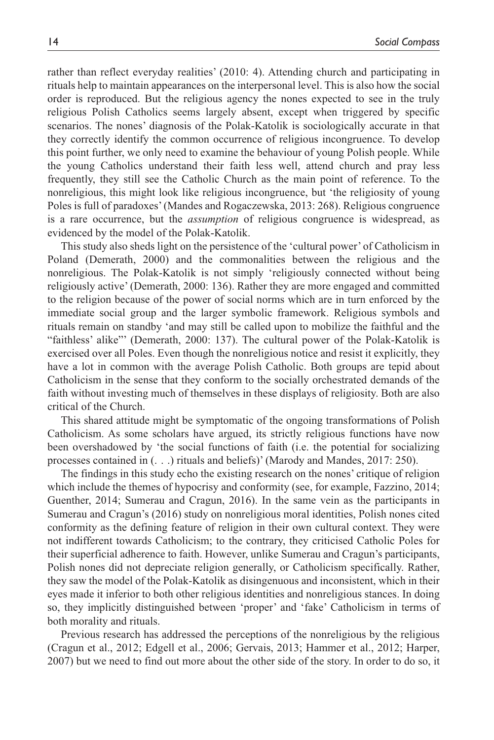rather than reflect everyday realities' (2010: 4). Attending church and participating in rituals help to maintain appearances on the interpersonal level. This is also how the social order is reproduced. But the religious agency the nones expected to see in the truly religious Polish Catholics seems largely absent, except when triggered by specific scenarios. The nones' diagnosis of the Polak-Katolik is sociologically accurate in that they correctly identify the common occurrence of religious incongruence. To develop this point further, we only need to examine the behaviour of young Polish people. While the young Catholics understand their faith less well, attend church and pray less frequently, they still see the Catholic Church as the main point of reference. To the nonreligious, this might look like religious incongruence, but 'the religiosity of young Poles is full of paradoxes' (Mandes and Rogaczewska, 2013: 268). Religious congruence is a rare occurrence, but the *assumption* of religious congruence is widespread, as evidenced by the model of the Polak-Katolik.

This study also sheds light on the persistence of the 'cultural power' of Catholicism in Poland (Demerath, 2000) and the commonalities between the religious and the nonreligious. The Polak-Katolik is not simply 'religiously connected without being religiously active' (Demerath, 2000: 136). Rather they are more engaged and committed to the religion because of the power of social norms which are in turn enforced by the immediate social group and the larger symbolic framework. Religious symbols and rituals remain on standby 'and may still be called upon to mobilize the faithful and the "faithless' alike"' (Demerath, 2000: 137). The cultural power of the Polak-Katolik is exercised over all Poles. Even though the nonreligious notice and resist it explicitly, they have a lot in common with the average Polish Catholic. Both groups are tepid about Catholicism in the sense that they conform to the socially orchestrated demands of the faith without investing much of themselves in these displays of religiosity. Both are also critical of the Church.

This shared attitude might be symptomatic of the ongoing transformations of Polish Catholicism. As some scholars have argued, its strictly religious functions have now been overshadowed by 'the social functions of faith (i.e. the potential for socializing processes contained in (. . .) rituals and beliefs)' (Marody and Mandes, 2017: 250).

The findings in this study echo the existing research on the nones' critique of religion which include the themes of hypocrisy and conformity (see, for example, Fazzino, 2014; Guenther, 2014; Sumerau and Cragun, 2016). In the same vein as the participants in Sumerau and Cragun's (2016) study on nonreligious moral identities, Polish nones cited conformity as the defining feature of religion in their own cultural context. They were not indifferent towards Catholicism; to the contrary, they criticised Catholic Poles for their superficial adherence to faith. However, unlike Sumerau and Cragun's participants, Polish nones did not depreciate religion generally, or Catholicism specifically. Rather, they saw the model of the Polak-Katolik as disingenuous and inconsistent, which in their eyes made it inferior to both other religious identities and nonreligious stances. In doing so, they implicitly distinguished between 'proper' and 'fake' Catholicism in terms of both morality and rituals.

Previous research has addressed the perceptions of the nonreligious by the religious (Cragun et al., 2012; Edgell et al., 2006; Gervais, 2013; Hammer et al., 2012; Harper, 2007) but we need to find out more about the other side of the story. In order to do so, it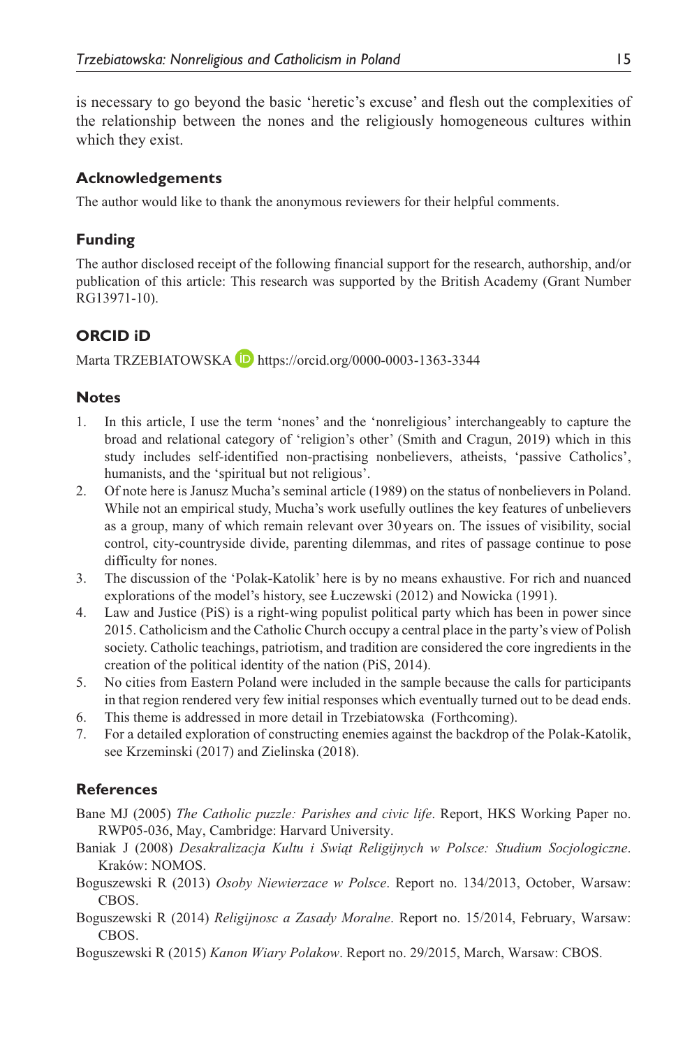is necessary to go beyond the basic 'heretic's excuse' and flesh out the complexities of the relationship between the nones and the religiously homogeneous cultures within which they exist.

## Acknowledgements

The author would like to thank the anonymous reviewers for their helpful comments.

## Funding

The author disclosed receipt of the following financial support for the research, authorship, and/or publication of this article: This research was supported by the British Academy (Grant Number RG13971-10).

## ORCID iD

Marta TRZEBIATOWSKA https://orcid.org/0000-0003-1363-3344

## Notes

1. In this article, I use the term 'nones' and the 'nonreligious' interchangeably to capture the broad and relational category of 'religion's other' (Smith and Cragun, 2019) which in this study includes self-identified non-practising nonbelievers, atheists, 'passive Catholics', humanists, and the 'spiritual but not religious'.
2. Of note here is Janusz Mucha's seminal article (1989) on the status of nonbelievers in Poland. While not an empirical study, Mucha's work usefully outlines the key features of unbelievers as a group, many of which remain relevant over 30 years on. The issues of visibility, social control, city-countryside divide, parenting dilemmas, and rites of passage continue to pose difficulty for nones.
3. The discussion of the 'Polak-Katolik' here is by no means exhaustive. For rich and nuanced explorations of the model's history, see Łuczewski (2012) and Nowicka (1991).
4. Law and Justice (PiS) is a right-wing populist political party which has been in power since 2015. Catholicism and the Catholic Church occupy a central place in the party's view of Polish society. Catholic teachings, patriotism, and tradition are considered the core ingredients in the creation of the political identity of the nation (PiS, 2014).
5. No cities from Eastern Poland were included in the sample because the calls for participants in that region rendered very few initial responses which eventually turned out to be dead ends.
6. This theme is addressed in more detail in Trzebiatowska (Forthcoming).
7. For a detailed exploration of constructing enemies against the backdrop of the Polak-Katolik, see Krzeminski (2017) and Zielinska (2018).

## References

Bane MJ (2005) *The Catholic puzzle: Parishes and civic life*. Report, HKS Working Paper no. RWP05-036, May, Cambridge: Harvard University.

Baniak J (2008) *Desakralizacja Kultu i Świąt Religijnych w Polsce: Studium Socjologiczne*. Kraków: NOMOS.

Boguszewski R (2013) *Osoby Niewierzace w Polsce*. Report no. 134/2013, October, Warsaw: CBOS.

Boguszewski R (2014) *Religijnosc a Zasady Moralne*. Report no. 15/2014, February, Warsaw: CBOS.

Boguszewski R (2015) *Kanon Wiary Polakow*. Report no. 29/2015, March, Warsaw: CBOS.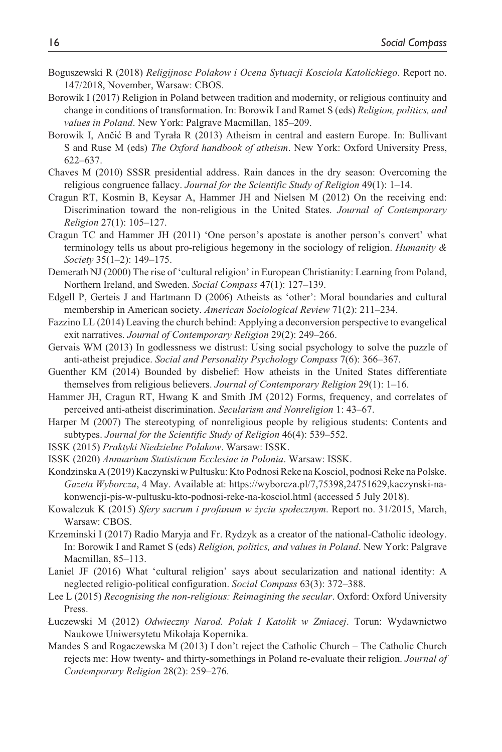Boguszewski R (2018) *Religijnosc Polakow i Ocena Sytuacji Kosciola Katolickiego*. Report no. 147/2018, November, Warsaw: CBOS.

Borowik I (2017) Religion in Poland between tradition and modernity, or religious continuity and change in conditions of transformation. In: Borowik I and Ramet S (eds) *Religion, politics, and values in Poland*. New York: Palgrave Macmillan, 185–209.

Borowik I, Ančić B and Tyrała R (2013) Atheism in central and eastern Europe. In: Bullivant S and Ruse M (eds) *The Oxford handbook of atheism*. New York: Oxford University Press, 622–637.

Chaves M (2010) SSSR presidential address. Rain dances in the dry season: Overcoming the religious congruence fallacy. *Journal for the Scientific Study of Religion* 49(1): 1–14.

Cragun RT, Kosmin B, Keysar A, Hammer JH and Nielsen M (2012) On the receiving end: Discrimination toward the non-religious in the United States. *Journal of Contemporary Religion* 27(1): 105–127.

Cragun TC and Hammer JH (2011) 'One person's apostate is another person's convert' what terminology tells us about pro-religious hegemony in the sociology of religion. *Humanity & Society* 35(1–2): 149–175.

Demerath NJ (2000) The rise of 'cultural religion' in European Christianity: Learning from Poland, Northern Ireland, and Sweden. *Social Compass* 47(1): 127–139.

Edgell P, Gerteis J and Hartmann D (2006) Atheists as 'other': Moral boundaries and cultural membership in American society. *American Sociological Review* 71(2): 211–234.

Fazzino LL (2014) Leaving the church behind: Applying a deconversion perspective to evangelical exit narratives. *Journal of Contemporary Religion* 29(2): 249–266.

Gervais WM (2013) In godlessness we distrust: Using social psychology to solve the puzzle of anti-atheist prejudice. *Social and Personality Psychology Compass* 7(6): 366–367.

Guenther KM (2014) Bounded by disbelief: How atheists in the United States differentiate themselves from religious believers. *Journal of Contemporary Religion* 29(1): 1–16.

Hammer JH, Cragun RT, Hwang K and Smith JM (2012) Forms, frequency, and correlates of perceived anti-atheist discrimination. *Secularism and Nonreligion* 1: 43–67.

Harper M (2007) The stereotyping of nonreligious people by religious students: Contents and subtypes. *Journal for the Scientific Study of Religion* 46(4): 539–552.

ISSK (2015) *Praktyki Niedzielne Polakow*. Warsaw: ISSK.

ISSK (2020) *Annuarium Statisticum Ecclesiae in Polonia*. Warsaw: ISSK.

Kondzinska A (2019) Kaczynski w Pultusku: Kto Podnosi Reke na Kosciol, podnosi Reke na Polske. *Gazeta Wyborcza*, 4 May. Available at: https://wyborcza.pl/7,75398,24751629,kaczynski-na-konwencji-pis-w-pultusku-kto-podnosi-reke-na-kosciol.html (accessed 5 July 2018).

Kowalczuk K (2015) *Sfery sacrum i profanum w życiu społecznym*. Report no. 31/2015, March, Warsaw: CBOS.

Krzeminski I (2017) Radio Maryja and Fr. Rydzyk as a creator of the national-Catholic ideology. In: Borowik I and Ramet S (eds) *Religion, politics, and values in Poland*. New York: Palgrave Macmillan, 85–113.

Laniel JF (2016) What 'cultural religion' says about secularization and national identity: A neglected religio-political configuration. *Social Compass* 63(3): 372–388.

Lee L (2015) *Recognising the non-religious: Reimagining the secular*. Oxford: Oxford University Press.

Łuczewski M (2012) *Odwieczny Narod. Polak I Katolik w Zmiacej*. Torun: Wydawnictwo Naukowe Uniwersytetu Mikołaja Kopernika.

Mandes S and Rogaczewska M (2013) I don't reject the Catholic Church – The Catholic Church rejects me: How twenty- and thirty-somethings in Poland re-evaluate their religion. *Journal of Contemporary Religion* 28(2): 259–276.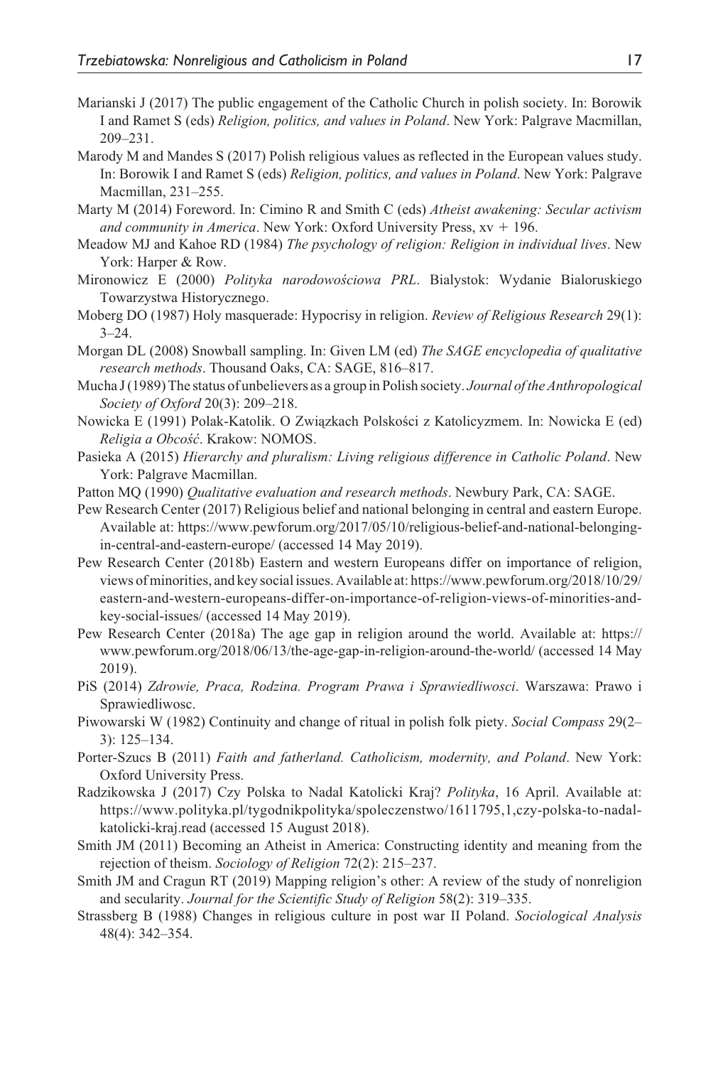Marianski J (2017) The public engagement of the Catholic Church in polish society. In: Borowik I and Ramet S (eds) *Religion, politics, and values in Poland*. New York: Palgrave Macmillan, 209–231.

Marody M and Mandes S (2017) Polish religious values as reflected in the European values study. In: Borowik I and Ramet S (eds) *Religion, politics, and values in Poland*. New York: Palgrave Macmillan, 231–255.

Marty M (2014) Foreword. In: Cimino R and Smith C (eds) *Atheist awakening: Secular activism and community in America*. New York: Oxford University Press, xv + 196.

Meadow MJ and Kahoe RD (1984) *The psychology of religion: Religion in individual lives*. New York: Harper & Row.

Mironowicz E (2000) *Polityka narodowościowa PRL*. Bialystok: Wydanie Bialoruskiego Towarzystwa Historycznego.

Moberg DO (1987) Holy masquerade: Hypocrisy in religion. *Review of Religious Research* 29(1): 3–24.

Morgan DL (2008) Snowball sampling. In: Given LM (ed) *The SAGE encyclopedia of qualitative research methods*. Thousand Oaks, CA: SAGE, 816–817.

Mucha J (1989) The status of unbelievers as a group in Polish society. *Journal of the Anthropological Society of Oxford* 20(3): 209–218.

Nowicka E (1991) Polak-Katolik. O Związkach Polskości z Katolicyzmem. In: Nowicka E (ed) *Religia a Obcość*. Krakow: NOMOS.

Pasieka A (2015) *Hierarchy and pluralism: Living religious difference in Catholic Poland*. New York: Palgrave Macmillan.

Patton MQ (1990) *Qualitative evaluation and research methods*. Newbury Park, CA: SAGE.

Pew Research Center (2017) Religious belief and national belonging in central and eastern Europe. Available at: https://www.pewforum.org/2017/05/10/religious-belief-and-national-belonging-in-central-and-eastern-europe/ (accessed 14 May 2019).

Pew Research Center (2018b) Eastern and western Europeans differ on importance of religion, views of minorities, and key social issues. Available at: https://www.pewforum.org/2018/10/29/eastern-and-western-europeans-differ-on-importance-of-religion-views-of-minorities-and-key-social-issues/ (accessed 14 May 2019).

Pew Research Center (2018a) The age gap in religion around the world. Available at: https://www.pewforum.org/2018/06/13/the-age-gap-in-religion-around-the-world/ (accessed 14 May 2019).

PiS (2014) *Zdrowie, Praca, Rodzina. Program Prawa i Sprawiedliwosci*. Warszawa: Prawo i Sprawiedliwosc.

Piwowarski W (1982) Continuity and change of ritual in polish folk piety. *Social Compass* 29(2–3): 125–134.

Porter-Szucs B (2011) *Faith and fatherland. Catholicism, modernity, and Poland*. New York: Oxford University Press.

Radzikowska J (2017) Czy Polska to Nadal Katolicki Kraj? *Polityka*, 16 April. Available at: https://www.polityka.pl/tygodnikpolityka/spoleczenstwo/1611795,1,czy-polska-to-nadal-katolicki-kraj.read (accessed 15 August 2018).

Smith JM (2011) Becoming an Atheist in America: Constructing identity and meaning from the rejection of theism. *Sociology of Religion* 72(2): 215–237.

Smith JM and Cragun RT (2019) Mapping religion's other: A review of the study of nonreligion and secularity. *Journal for the Scientific Study of Religion* 58(2): 319–335.

Strassberg B (1988) Changes in religious culture in post war II Poland. *Sociological Analysis* 48(4): 342–354.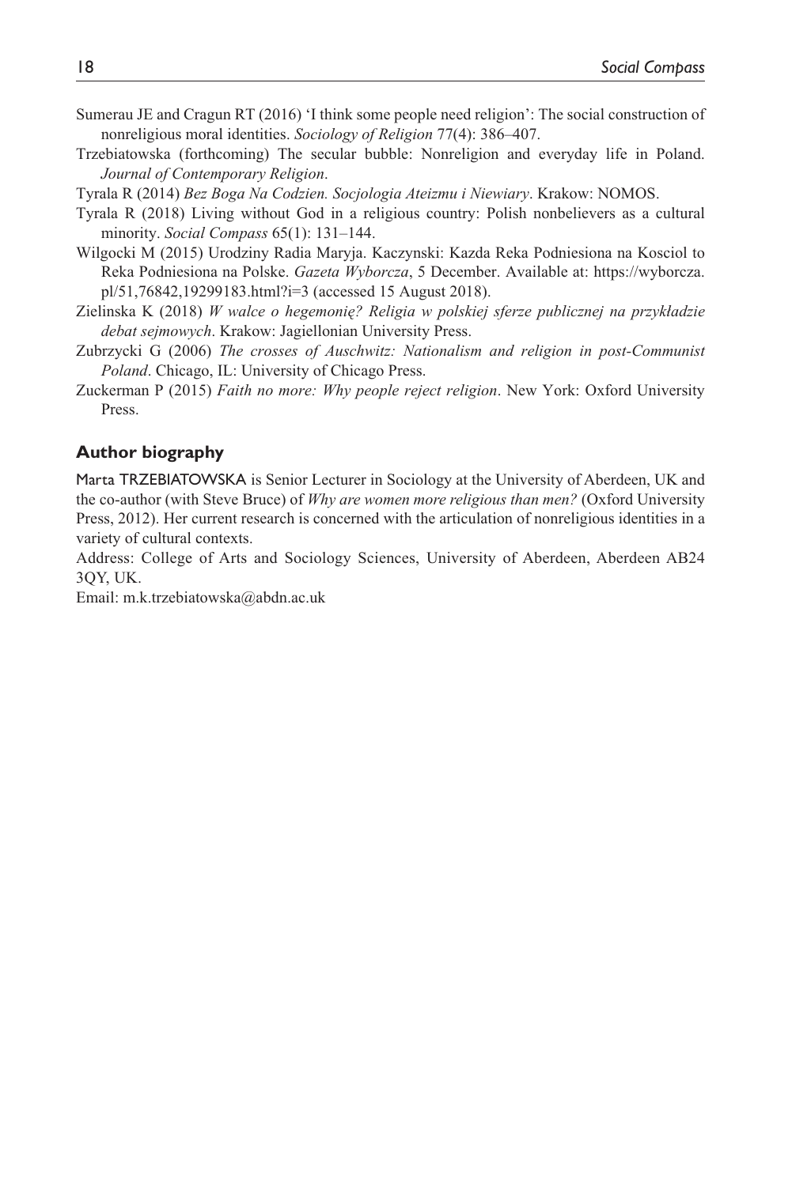Sumerau JE and Cragun RT (2016) 'I think some people need religion': The social construction of nonreligious moral identities. *Sociology of Religion* 77(4): 386–407.

Trzebiatowska (forthcoming) The secular bubble: Nonreligion and everyday life in Poland. *Journal of Contemporary Religion*.

Tyrala R (2014) *Bez Boga Na Codzien. Socjologia Ateizmu i Niewiary*. Krakow: NOMOS.

Tyrala R (2018) Living without God in a religious country: Polish nonbelievers as a cultural minority. *Social Compass* 65(1): 131–144.

Wilgocki M (2015) Urodziny Radia Maryja. Kaczynski: Kazda Reka Podniesiona na Kosciol to Reka Podniesiona na Polske. *Gazeta Wyborcza*, 5 December. Available at: https://wyborcza.pl/51,76842,19299183.html?i=3 (accessed 15 August 2018).

Zielinska K (2018) *W walce o hegemonię? Religia w polskiej sferze publicznej na przykładzie debat sejmowych*. Krakow: Jagiellonian University Press.

Zubrzycki G (2006) *The crosses of Auschwitz: Nationalism and religion in post-Communist Poland*. Chicago, IL: University of Chicago Press.

Zuckerman P (2015) *Faith no more: Why people reject religion*. New York: Oxford University Press.

## Author biography

Marta TRZEBIATOWSKA is Senior Lecturer in Sociology at the University of Aberdeen, UK and the co-author (with Steve Bruce) of *Why are women more religious than men?* (Oxford University Press, 2012). Her current research is concerned with the articulation of nonreligious identities in a variety of cultural contexts.

Address: College of Arts and Sociology Sciences, University of Aberdeen, Aberdeen AB24 3QY, UK.

Email: m.k.trzebiatowska@abdn.ac.uk